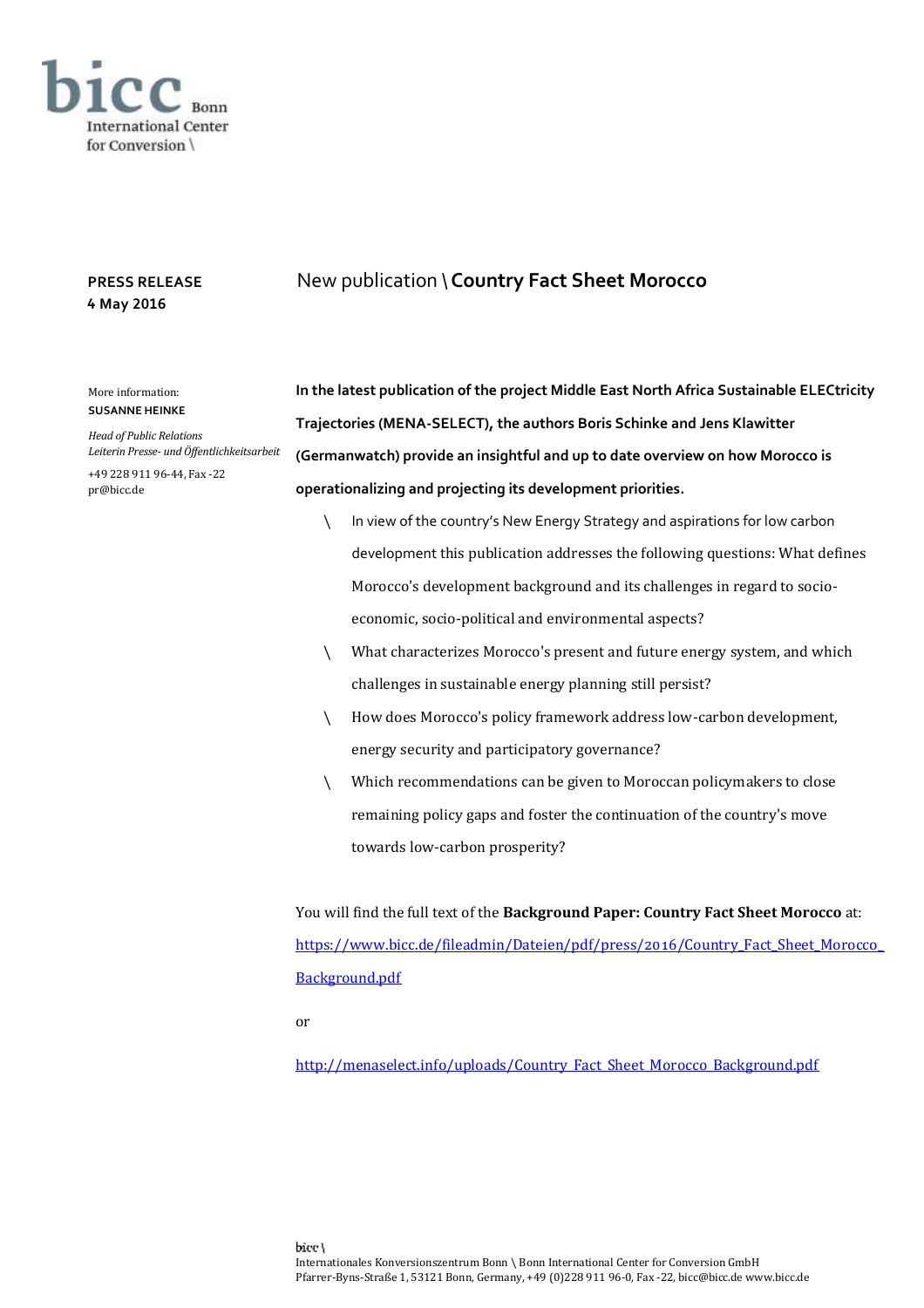bicc Bonn
International Center
for Conversion \

**PRESS RELEASE**
**4 May 2016**

# New publication \ **Country Fact Sheet Morocco**

More information:
**SUSANNE HEINKE**

*Head of Public Relations*
*Leiterin Presse- und Öffentlichkeitsarbeit*

+49 228 911 96-44, Fax -22
pr@bicc.de

**In the latest publication of the project Middle East North Africa Sustainable ELECtricity Trajectories (MENA-SELECT), the authors Boris Schinke and Jens Klawitter (Germanwatch) provide an insightful and up to date overview on how Morocco is operationalizing and projecting its development priorities.**

- In view of the country's New Energy Strategy and aspirations for low carbon development this publication addresses the following questions: What defines Morocco's development background and its challenges in regard to socio-economic, socio-political and environmental aspects?
- What characterizes Morocco's present and future energy system, and which challenges in sustainable energy planning still persist?
- How does Morocco's policy framework address low-carbon development, energy security and participatory governance?
- Which recommendations can be given to Moroccan policymakers to close remaining policy gaps and foster the continuation of the country's move towards low-carbon prosperity?

You will find the full text of the **Background Paper: Country Fact Sheet Morocco** at:
https://www.bicc.de/fileadmin/Dateien/pdf/press/2016/Country_Fact_Sheet_Morocco_Background.pdf

or

http://menaselect.info/uploads/Country_Fact_Sheet_Morocco_Background.pdf

bicc \
Internationales Konversionszentrum Bonn \ Bonn International Center for Conversion GmbH
Pfarrer-Byns-Straße 1, 53121 Bonn, Germany, +49 (0)228 911 96-0, Fax -22, bicc@bicc.de www.bicc.de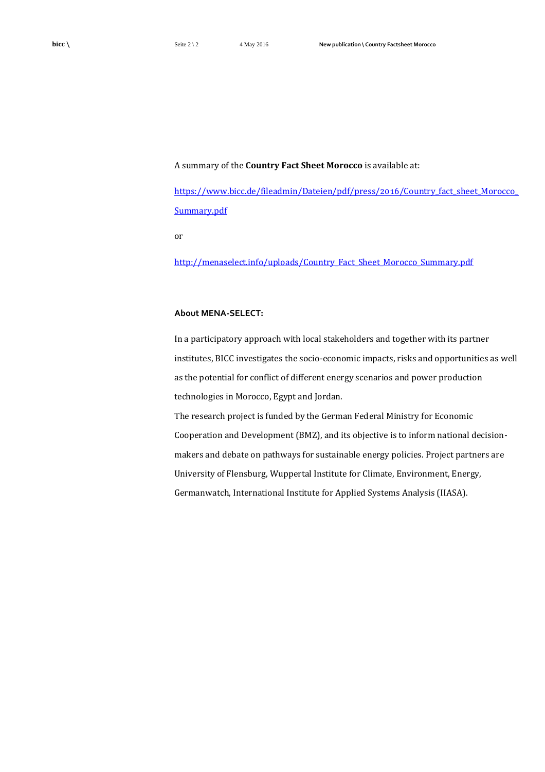A summary of the **Country Fact Sheet Morocco** is available at:

https://www.bicc.de/fileadmin/Dateien/pdf/press/2016/Country_fact_sheet_Morocco_Summary.pdf

or

http://menaselect.info/uploads/Country_Fact_Sheet_Morocco_Summary.pdf

**About MENA-SELECT:**

In a participatory approach with local stakeholders and together with its partner institutes, BICC investigates the socio-economic impacts, risks and opportunities as well as the potential for conflict of different energy scenarios and power production technologies in Morocco, Egypt and Jordan.

The research project is funded by the German Federal Ministry for Economic Cooperation and Development (BMZ), and its objective is to inform national decision-makers and debate on pathways for sustainable energy policies. Project partners are University of Flensburg, Wuppertal Institute for Climate, Environment, Energy, Germanwatch, International Institute for Applied Systems Analysis (IIASA).